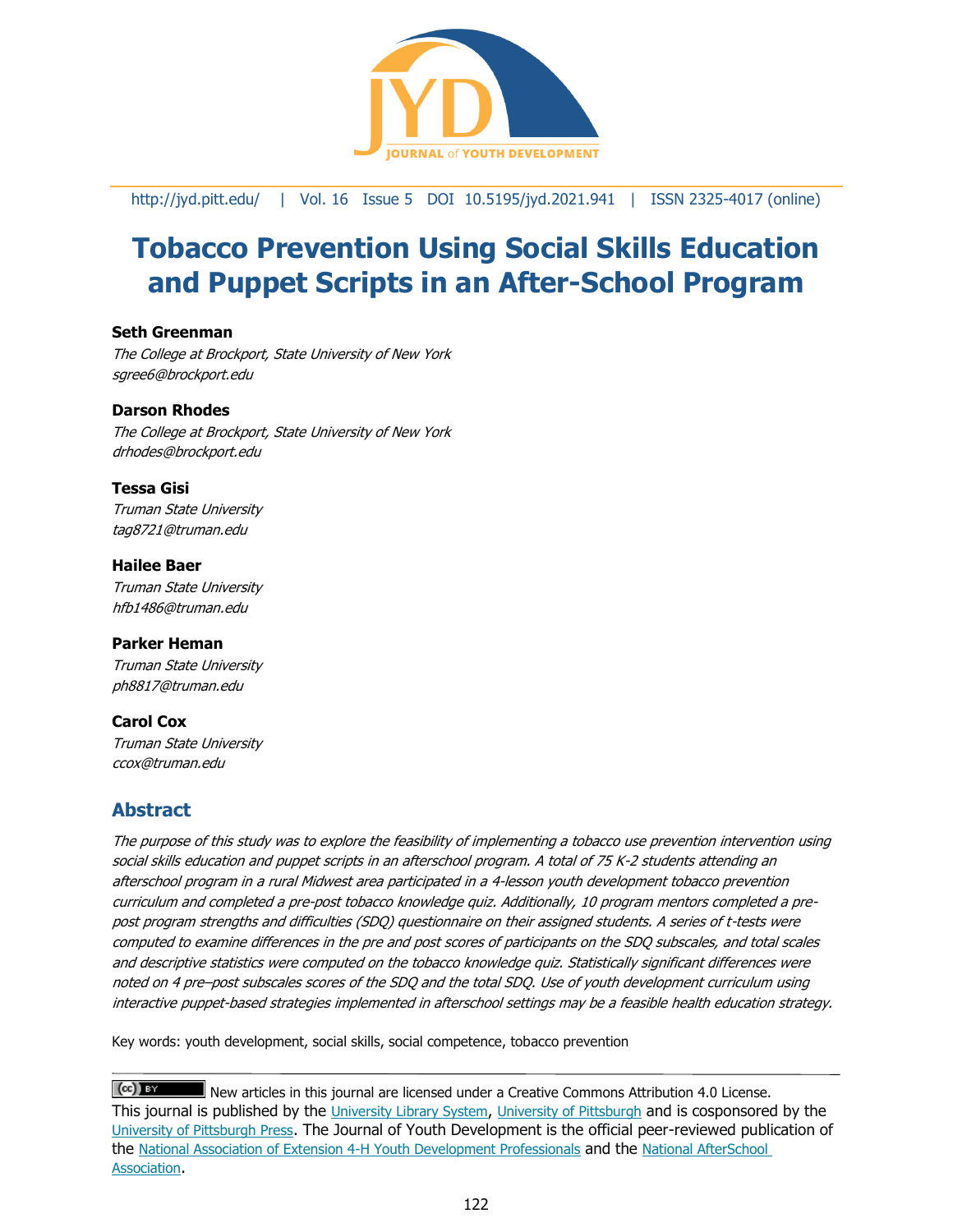http://jyd.pitt.edu/ | Vol. 16 Issue 5 DOI 10.5195/jyd.2021.941 | ISSN 2325-4017 (online)

# Tobacco Prevention Using Social Skills Education and Puppet Scripts in an After-School Program

**Seth Greenman**
*The College at Brockport, State University of New York*
*sgree6@brockport.edu*

**Darson Rhodes**
*The College at Brockport, State University of New York*
*drhodes@brockport.edu*

**Tessa Gisi**
*Truman State University*
*tag8721@truman.edu*

**Hailee Baer**
*Truman State University*
*hfb1486@truman.edu*

**Parker Heman**
*Truman State University*
*ph8817@truman.edu*

**Carol Cox**
*Truman State University*
*ccox@truman.edu*

## Abstract

*The purpose of this study was to explore the feasibility of implementing a tobacco use prevention intervention using social skills education and puppet scripts in an afterschool program. A total of 75 K-2 students attending an afterschool program in a rural Midwest area participated in a 4-lesson youth development tobacco prevention curriculum and completed a pre-post tobacco knowledge quiz. Additionally, 10 program mentors completed a pre-post program strengths and difficulties (SDQ) questionnaire on their assigned students. A series of t-tests were computed to examine differences in the pre and post scores of participants on the SDQ subscales, and total scales and descriptive statistics were computed on the tobacco knowledge quiz. Statistically significant differences were noted on 4 pre–post subscales scores of the SDQ and the total SDQ. Use of youth development curriculum using interactive puppet-based strategies implemented in afterschool settings may be a feasible health education strategy.*

Key words: youth development, social skills, social competence, tobacco prevention

New articles in this journal are licensed under a Creative Commons Attribution 4.0 License.
This journal is published by the University Library System, University of Pittsburgh and is cosponsored by the University of Pittsburgh Press. The Journal of Youth Development is the official peer-reviewed publication of the National Association of Extension 4-H Youth Development Professionals and the National AfterSchool Association.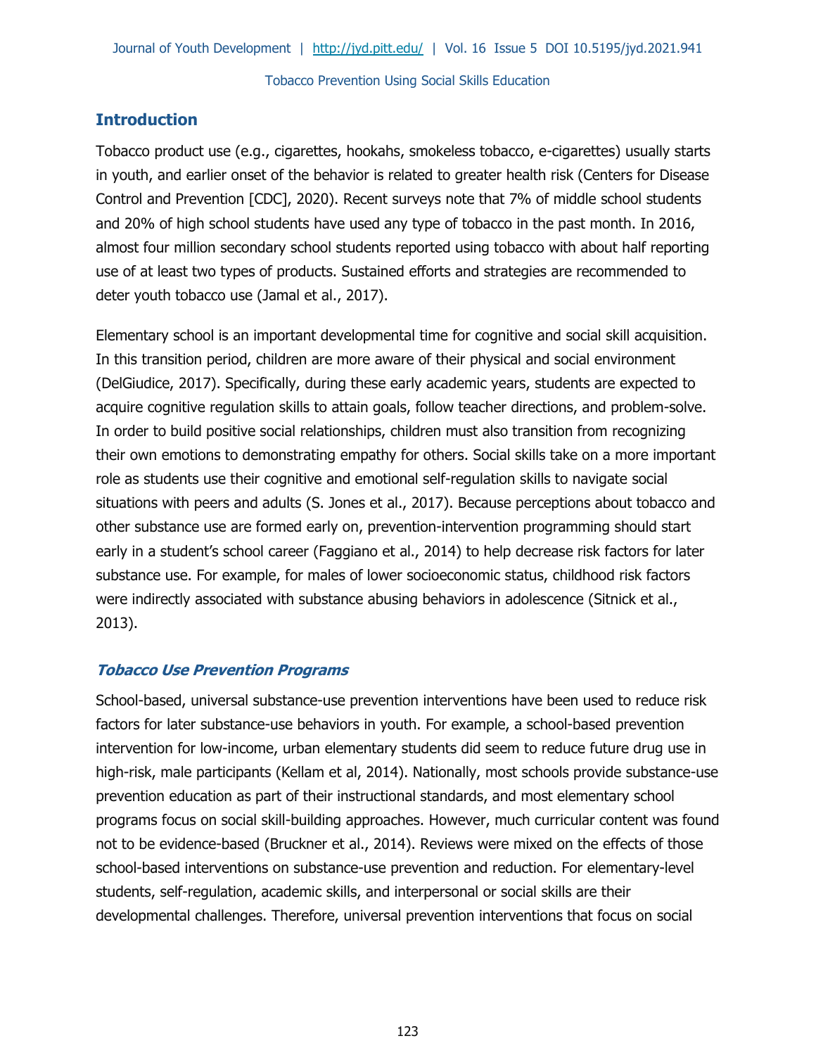## Introduction

Tobacco product use (e.g., cigarettes, hookahs, smokeless tobacco, e-cigarettes) usually starts in youth, and earlier onset of the behavior is related to greater health risk (Centers for Disease Control and Prevention [CDC], 2020). Recent surveys note that 7% of middle school students and 20% of high school students have used any type of tobacco in the past month. In 2016, almost four million secondary school students reported using tobacco with about half reporting use of at least two types of products. Sustained efforts and strategies are recommended to deter youth tobacco use (Jamal et al., 2017).

Elementary school is an important developmental time for cognitive and social skill acquisition. In this transition period, children are more aware of their physical and social environment (DelGiudice, 2017). Specifically, during these early academic years, students are expected to acquire cognitive regulation skills to attain goals, follow teacher directions, and problem-solve. In order to build positive social relationships, children must also transition from recognizing their own emotions to demonstrating empathy for others. Social skills take on a more important role as students use their cognitive and emotional self-regulation skills to navigate social situations with peers and adults (S. Jones et al., 2017). Because perceptions about tobacco and other substance use are formed early on, prevention-intervention programming should start early in a student's school career (Faggiano et al., 2014) to help decrease risk factors for later substance use. For example, for males of lower socioeconomic status, childhood risk factors were indirectly associated with substance abusing behaviors in adolescence (Sitnick et al., 2013).

### *Tobacco Use Prevention Programs*

School-based, universal substance-use prevention interventions have been used to reduce risk factors for later substance-use behaviors in youth. For example, a school-based prevention intervention for low-income, urban elementary students did seem to reduce future drug use in high-risk, male participants (Kellam et al, 2014). Nationally, most schools provide substance-use prevention education as part of their instructional standards, and most elementary school programs focus on social skill-building approaches. However, much curricular content was found not to be evidence-based (Bruckner et al., 2014). Reviews were mixed on the effects of those school-based interventions on substance-use prevention and reduction. For elementary-level students, self-regulation, academic skills, and interpersonal or social skills are their developmental challenges. Therefore, universal prevention interventions that focus on social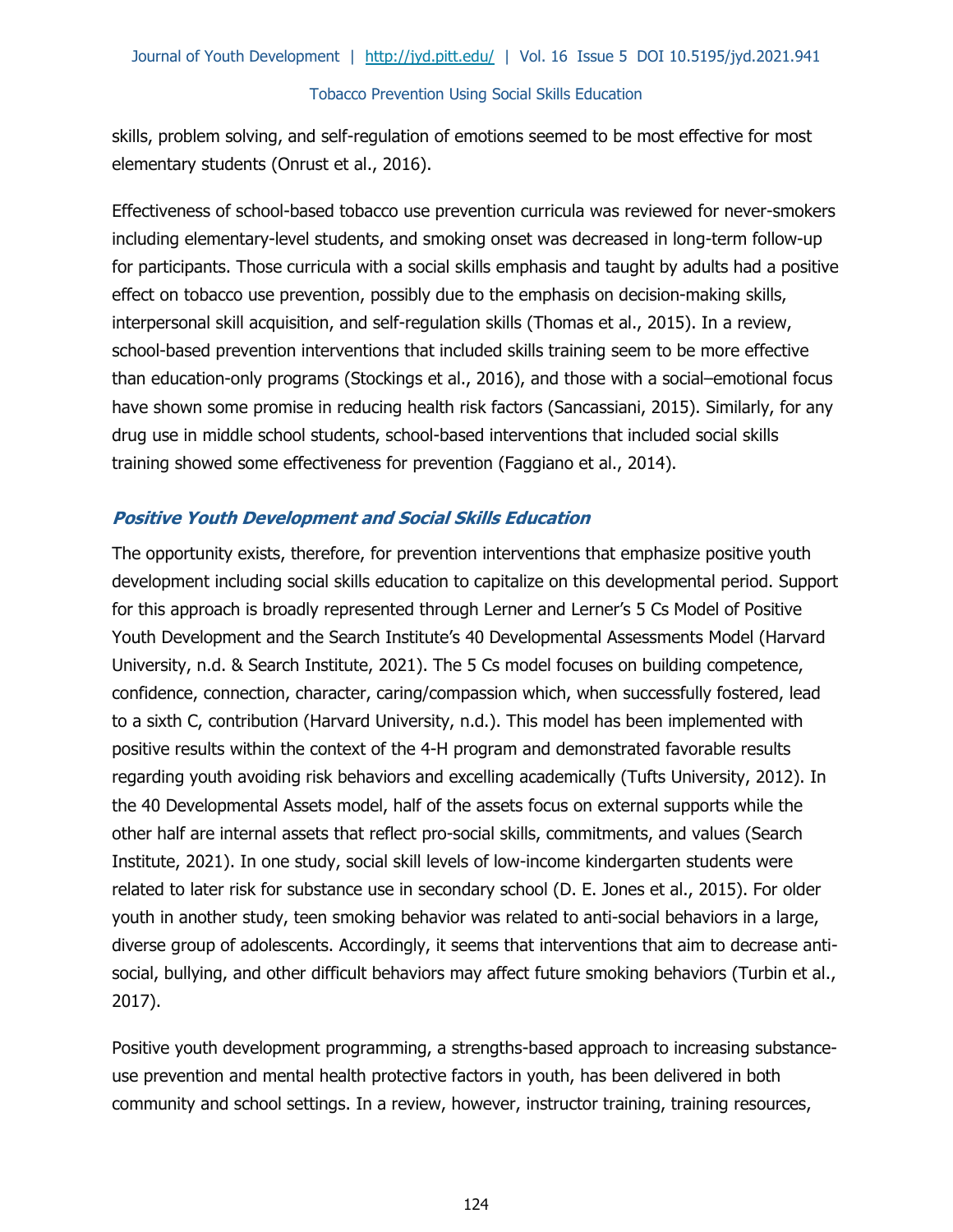skills, problem solving, and self-regulation of emotions seemed to be most effective for most elementary students (Onrust et al., 2016).

Effectiveness of school-based tobacco use prevention curricula was reviewed for never-smokers including elementary-level students, and smoking onset was decreased in long-term follow-up for participants. Those curricula with a social skills emphasis and taught by adults had a positive effect on tobacco use prevention, possibly due to the emphasis on decision-making skills, interpersonal skill acquisition, and self-regulation skills (Thomas et al., 2015). In a review, school-based prevention interventions that included skills training seem to be more effective than education-only programs (Stockings et al., 2016), and those with a social–emotional focus have shown some promise in reducing health risk factors (Sancassiani, 2015). Similarly, for any drug use in middle school students, school-based interventions that included social skills training showed some effectiveness for prevention (Faggiano et al., 2014).

### *Positive Youth Development and Social Skills Education*

The opportunity exists, therefore, for prevention interventions that emphasize positive youth development including social skills education to capitalize on this developmental period. Support for this approach is broadly represented through Lerner and Lerner's 5 Cs Model of Positive Youth Development and the Search Institute's 40 Developmental Assessments Model (Harvard University, n.d. & Search Institute, 2021). The 5 Cs model focuses on building competence, confidence, connection, character, caring/compassion which, when successfully fostered, lead to a sixth C, contribution (Harvard University, n.d.). This model has been implemented with positive results within the context of the 4-H program and demonstrated favorable results regarding youth avoiding risk behaviors and excelling academically (Tufts University, 2012). In the 40 Developmental Assets model, half of the assets focus on external supports while the other half are internal assets that reflect pro-social skills, commitments, and values (Search Institute, 2021). In one study, social skill levels of low-income kindergarten students were related to later risk for substance use in secondary school (D. E. Jones et al., 2015). For older youth in another study, teen smoking behavior was related to anti-social behaviors in a large, diverse group of adolescents. Accordingly, it seems that interventions that aim to decrease anti-social, bullying, and other difficult behaviors may affect future smoking behaviors (Turbin et al., 2017).

Positive youth development programming, a strengths-based approach to increasing substance-use prevention and mental health protective factors in youth, has been delivered in both community and school settings. In a review, however, instructor training, training resources,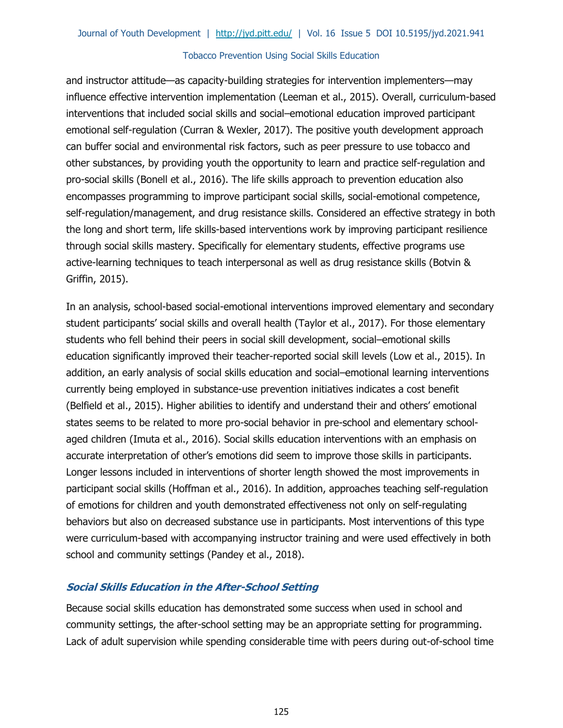and instructor attitude—as capacity-building strategies for intervention implementers—may influence effective intervention implementation (Leeman et al., 2015). Overall, curriculum-based interventions that included social skills and social–emotional education improved participant emotional self-regulation (Curran & Wexler, 2017). The positive youth development approach can buffer social and environmental risk factors, such as peer pressure to use tobacco and other substances, by providing youth the opportunity to learn and practice self-regulation and pro-social skills (Bonell et al., 2016). The life skills approach to prevention education also encompasses programming to improve participant social skills, social-emotional competence, self-regulation/management, and drug resistance skills. Considered an effective strategy in both the long and short term, life skills-based interventions work by improving participant resilience through social skills mastery. Specifically for elementary students, effective programs use active-learning techniques to teach interpersonal as well as drug resistance skills (Botvin & Griffin, 2015).

In an analysis, school-based social-emotional interventions improved elementary and secondary student participants' social skills and overall health (Taylor et al., 2017). For those elementary students who fell behind their peers in social skill development, social–emotional skills education significantly improved their teacher-reported social skill levels (Low et al., 2015). In addition, an early analysis of social skills education and social–emotional learning interventions currently being employed in substance-use prevention initiatives indicates a cost benefit (Belfield et al., 2015). Higher abilities to identify and understand their and others' emotional states seems to be related to more pro-social behavior in pre-school and elementary school-aged children (Imuta et al., 2016). Social skills education interventions with an emphasis on accurate interpretation of other's emotions did seem to improve those skills in participants. Longer lessons included in interventions of shorter length showed the most improvements in participant social skills (Hoffman et al., 2016). In addition, approaches teaching self-regulation of emotions for children and youth demonstrated effectiveness not only on self-regulating behaviors but also on decreased substance use in participants. Most interventions of this type were curriculum-based with accompanying instructor training and were used effectively in both school and community settings (Pandey et al., 2018).

### *Social Skills Education in the After-School Setting*

Because social skills education has demonstrated some success when used in school and community settings, the after-school setting may be an appropriate setting for programming. Lack of adult supervision while spending considerable time with peers during out-of-school time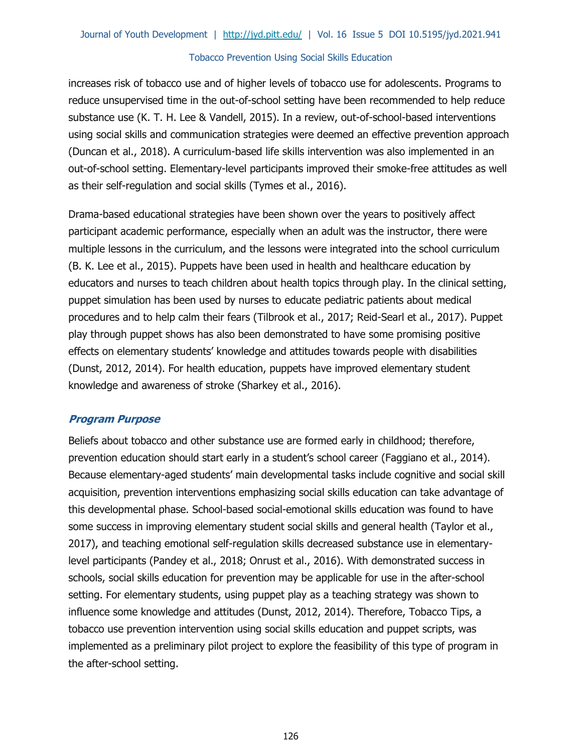increases risk of tobacco use and of higher levels of tobacco use for adolescents. Programs to reduce unsupervised time in the out-of-school setting have been recommended to help reduce substance use (K. T. H. Lee & Vandell, 2015). In a review, out-of-school-based interventions using social skills and communication strategies were deemed an effective prevention approach (Duncan et al., 2018). A curriculum-based life skills intervention was also implemented in an out-of-school setting. Elementary-level participants improved their smoke-free attitudes as well as their self-regulation and social skills (Tymes et al., 2016).

Drama-based educational strategies have been shown over the years to positively affect participant academic performance, especially when an adult was the instructor, there were multiple lessons in the curriculum, and the lessons were integrated into the school curriculum (B. K. Lee et al., 2015). Puppets have been used in health and healthcare education by educators and nurses to teach children about health topics through play. In the clinical setting, puppet simulation has been used by nurses to educate pediatric patients about medical procedures and to help calm their fears (Tilbrook et al., 2017; Reid-Searl et al., 2017). Puppet play through puppet shows has also been demonstrated to have some promising positive effects on elementary students' knowledge and attitudes towards people with disabilities (Dunst, 2012, 2014). For health education, puppets have improved elementary student knowledge and awareness of stroke (Sharkey et al., 2016).

### *Program Purpose*

Beliefs about tobacco and other substance use are formed early in childhood; therefore, prevention education should start early in a student's school career (Faggiano et al., 2014). Because elementary-aged students' main developmental tasks include cognitive and social skill acquisition, prevention interventions emphasizing social skills education can take advantage of this developmental phase. School-based social-emotional skills education was found to have some success in improving elementary student social skills and general health (Taylor et al., 2017), and teaching emotional self-regulation skills decreased substance use in elementary-level participants (Pandey et al., 2018; Onrust et al., 2016). With demonstrated success in schools, social skills education for prevention may be applicable for use in the after-school setting. For elementary students, using puppet play as a teaching strategy was shown to influence some knowledge and attitudes (Dunst, 2012, 2014). Therefore, Tobacco Tips, a tobacco use prevention intervention using social skills education and puppet scripts, was implemented as a preliminary pilot project to explore the feasibility of this type of program in the after-school setting.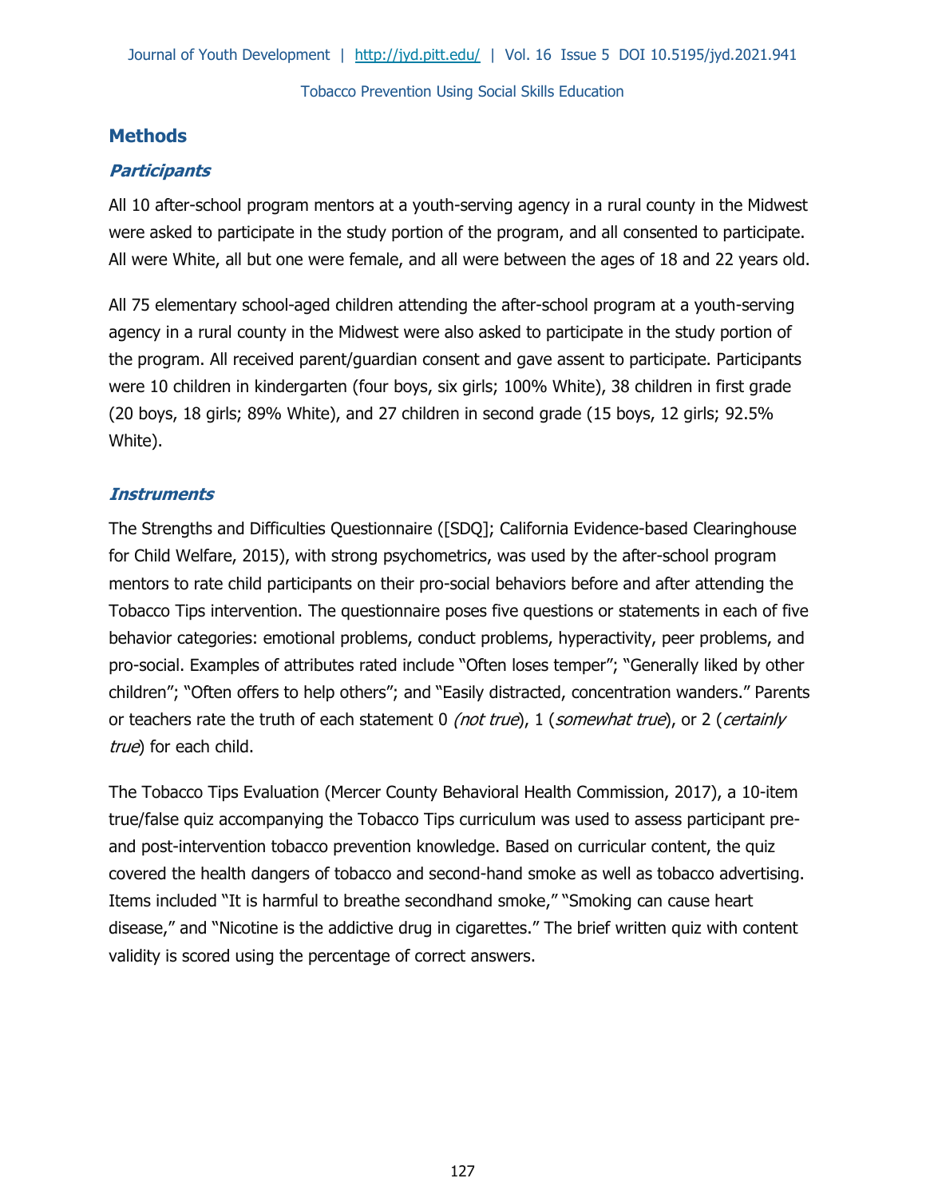## Methods

### *Participants*

All 10 after-school program mentors at a youth-serving agency in a rural county in the Midwest were asked to participate in the study portion of the program, and all consented to participate. All were White, all but one were female, and all were between the ages of 18 and 22 years old.

All 75 elementary school-aged children attending the after-school program at a youth-serving agency in a rural county in the Midwest were also asked to participate in the study portion of the program. All received parent/guardian consent and gave assent to participate. Participants were 10 children in kindergarten (four boys, six girls; 100% White), 38 children in first grade (20 boys, 18 girls; 89% White), and 27 children in second grade (15 boys, 12 girls; 92.5% White).

### *Instruments*

The Strengths and Difficulties Questionnaire ([SDQ]; California Evidence-based Clearinghouse for Child Welfare, 2015), with strong psychometrics, was used by the after-school program mentors to rate child participants on their pro-social behaviors before and after attending the Tobacco Tips intervention. The questionnaire poses five questions or statements in each of five behavior categories: emotional problems, conduct problems, hyperactivity, peer problems, and pro-social. Examples of attributes rated include "Often loses temper"; "Generally liked by other children"; "Often offers to help others"; and "Easily distracted, concentration wanders." Parents or teachers rate the truth of each statement 0 *(not true*), 1 (*somewhat true*), or 2 (*certainly true*) for each child.

The Tobacco Tips Evaluation (Mercer County Behavioral Health Commission, 2017), a 10-item true/false quiz accompanying the Tobacco Tips curriculum was used to assess participant pre- and post-intervention tobacco prevention knowledge. Based on curricular content, the quiz covered the health dangers of tobacco and second-hand smoke as well as tobacco advertising. Items included "It is harmful to breathe secondhand smoke," "Smoking can cause heart disease," and "Nicotine is the addictive drug in cigarettes." The brief written quiz with content validity is scored using the percentage of correct answers.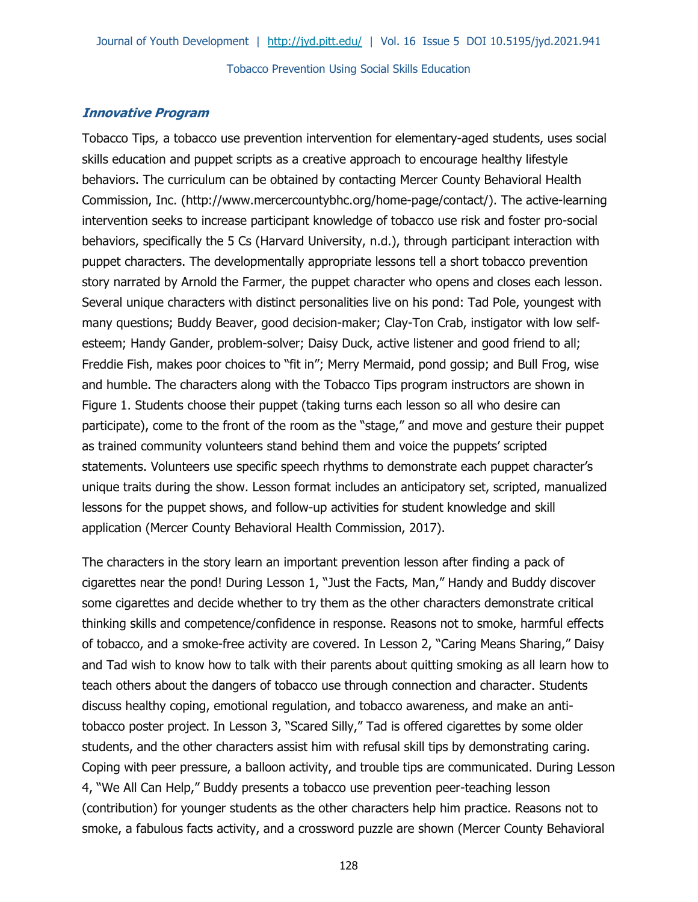### *Innovative Program*

Tobacco Tips, a tobacco use prevention intervention for elementary-aged students, uses social skills education and puppet scripts as a creative approach to encourage healthy lifestyle behaviors. The curriculum can be obtained by contacting Mercer County Behavioral Health Commission, Inc. (http://www.mercercountybhc.org/home-page/contact/). The active-learning intervention seeks to increase participant knowledge of tobacco use risk and foster pro-social behaviors, specifically the 5 Cs (Harvard University, n.d.), through participant interaction with puppet characters. The developmentally appropriate lessons tell a short tobacco prevention story narrated by Arnold the Farmer, the puppet character who opens and closes each lesson. Several unique characters with distinct personalities live on his pond: Tad Pole, youngest with many questions; Buddy Beaver, good decision-maker; Clay-Ton Crab, instigator with low self-esteem; Handy Gander, problem-solver; Daisy Duck, active listener and good friend to all; Freddie Fish, makes poor choices to "fit in"; Merry Mermaid, pond gossip; and Bull Frog, wise and humble. The characters along with the Tobacco Tips program instructors are shown in Figure 1. Students choose their puppet (taking turns each lesson so all who desire can participate), come to the front of the room as the "stage," and move and gesture their puppet as trained community volunteers stand behind them and voice the puppets' scripted statements. Volunteers use specific speech rhythms to demonstrate each puppet character's unique traits during the show. Lesson format includes an anticipatory set, scripted, manualized lessons for the puppet shows, and follow-up activities for student knowledge and skill application (Mercer County Behavioral Health Commission, 2017).

The characters in the story learn an important prevention lesson after finding a pack of cigarettes near the pond! During Lesson 1, "Just the Facts, Man," Handy and Buddy discover some cigarettes and decide whether to try them as the other characters demonstrate critical thinking skills and competence/confidence in response. Reasons not to smoke, harmful effects of tobacco, and a smoke-free activity are covered. In Lesson 2, "Caring Means Sharing," Daisy and Tad wish to know how to talk with their parents about quitting smoking as all learn how to teach others about the dangers of tobacco use through connection and character. Students discuss healthy coping, emotional regulation, and tobacco awareness, and make an anti-tobacco poster project. In Lesson 3, "Scared Silly," Tad is offered cigarettes by some older students, and the other characters assist him with refusal skill tips by demonstrating caring. Coping with peer pressure, a balloon activity, and trouble tips are communicated. During Lesson 4, "We All Can Help," Buddy presents a tobacco use prevention peer-teaching lesson (contribution) for younger students as the other characters help him practice. Reasons not to smoke, a fabulous facts activity, and a crossword puzzle are shown (Mercer County Behavioral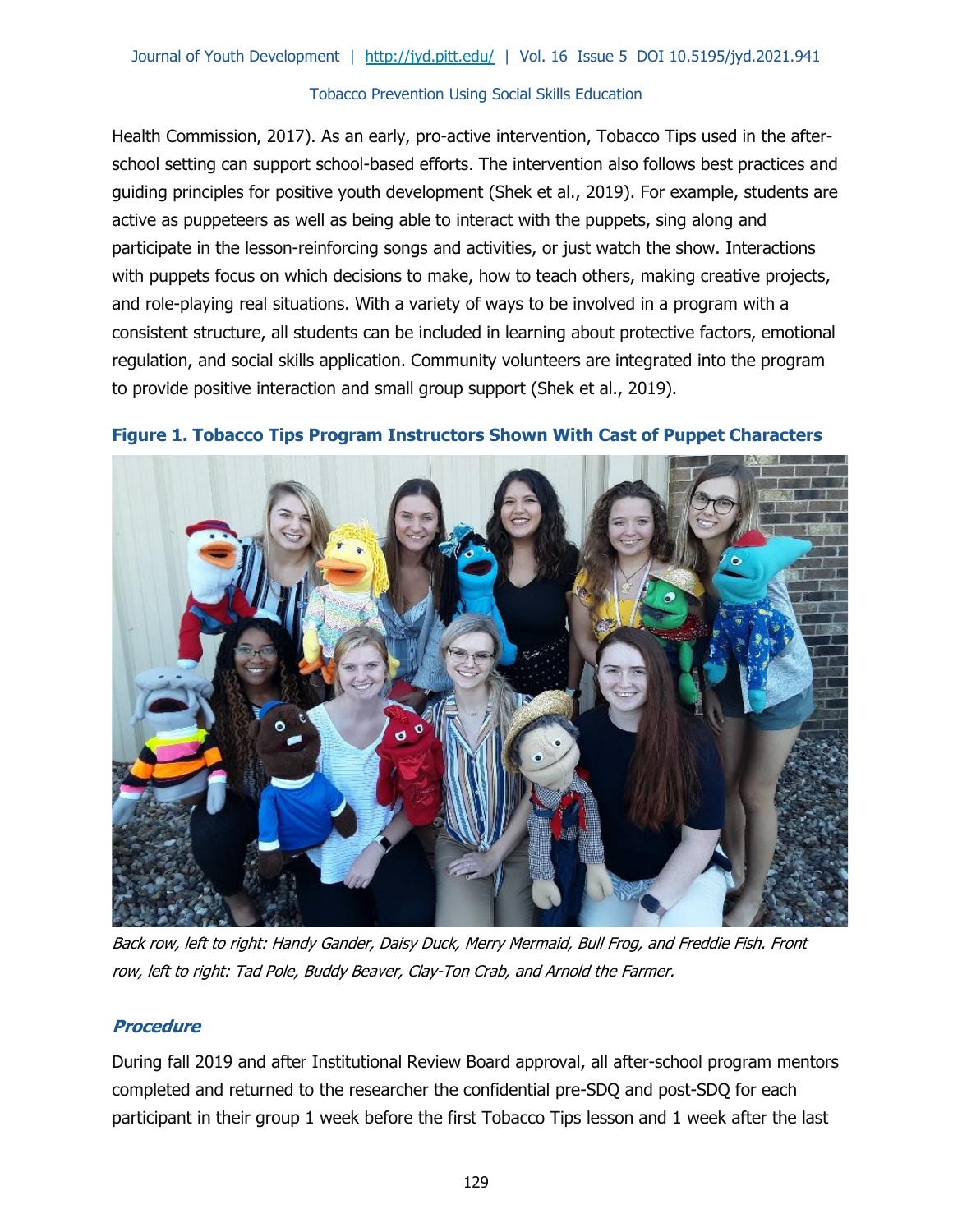Health Commission, 2017). As an early, pro-active intervention, Tobacco Tips used in the after-school setting can support school-based efforts. The intervention also follows best practices and guiding principles for positive youth development (Shek et al., 2019). For example, students are active as puppeteers as well as being able to interact with the puppets, sing along and participate in the lesson-reinforcing songs and activities, or just watch the show. Interactions with puppets focus on which decisions to make, how to teach others, making creative projects, and role-playing real situations. With a variety of ways to be involved in a program with a consistent structure, all students can be included in learning about protective factors, emotional regulation, and social skills application. Community volunteers are integrated into the program to provide positive interaction and small group support (Shek et al., 2019).

**Figure 1. Tobacco Tips Program Instructors Shown With Cast of Puppet Characters**

*Back row, left to right: Handy Gander, Daisy Duck, Merry Mermaid, Bull Frog, and Freddie Fish. Front row, left to right: Tad Pole, Buddy Beaver, Clay-Ton Crab, and Arnold the Farmer.*

### *Procedure*

During fall 2019 and after Institutional Review Board approval, all after-school program mentors completed and returned to the researcher the confidential pre-SDQ and post-SDQ for each participant in their group 1 week before the first Tobacco Tips lesson and 1 week after the last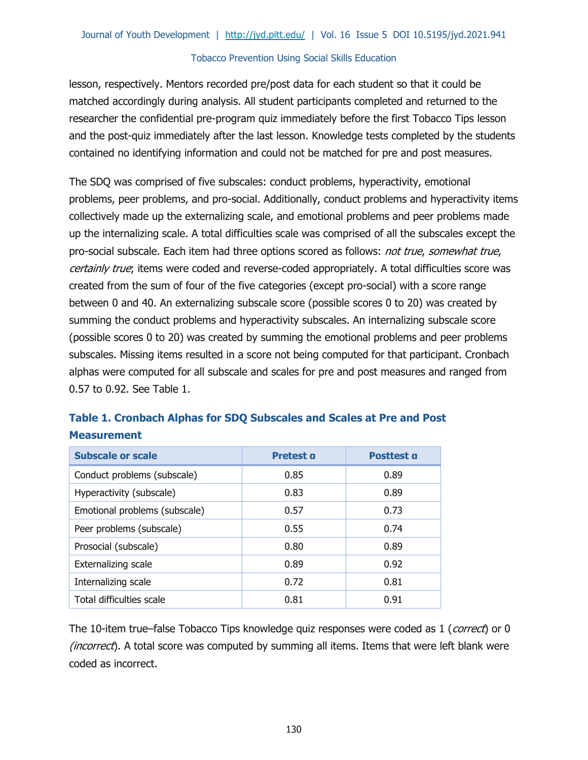lesson, respectively. Mentors recorded pre/post data for each student so that it could be matched accordingly during analysis. All student participants completed and returned to the researcher the confidential pre-program quiz immediately before the first Tobacco Tips lesson and the post-quiz immediately after the last lesson. Knowledge tests completed by the students contained no identifying information and could not be matched for pre and post measures.

The SDQ was comprised of five subscales: conduct problems, hyperactivity, emotional problems, peer problems, and pro-social. Additionally, conduct problems and hyperactivity items collectively made up the externalizing scale, and emotional problems and peer problems made up the internalizing scale. A total difficulties scale was comprised of all the subscales except the pro-social subscale. Each item had three options scored as follows: *not true*, *somewhat true*, *certainly true*; items were coded and reverse-coded appropriately. A total difficulties score was created from the sum of four of the five categories (except pro-social) with a score range between 0 and 40. An externalizing subscale score (possible scores 0 to 20) was created by summing the conduct problems and hyperactivity subscales. An internalizing subscale score (possible scores 0 to 20) was created by summing the emotional problems and peer problems subscales. Missing items resulted in a score not being computed for that participant. Cronbach alphas were computed for all subscale and scales for pre and post measures and ranged from 0.57 to 0.92. See Table 1.

**Table 1. Cronbach Alphas for SDQ Subscales and Scales at Pre and Post Measurement**

| Subscale or scale | Pretest α | Posttest α |
|---|---|---|
| Conduct problems (subscale) | 0.85 | 0.89 |
| Hyperactivity (subscale) | 0.83 | 0.89 |
| Emotional problems (subscale) | 0.57 | 0.73 |
| Peer problems (subscale) | 0.55 | 0.74 |
| Prosocial (subscale) | 0.80 | 0.89 |
| Externalizing scale | 0.89 | 0.92 |
| Internalizing scale | 0.72 | 0.81 |
| Total difficulties scale | 0.81 | 0.91 |

The 10-item true–false Tobacco Tips knowledge quiz responses were coded as 1 (*correct*) or 0 (*incorrect*). A total score was computed by summing all items. Items that were left blank were coded as incorrect.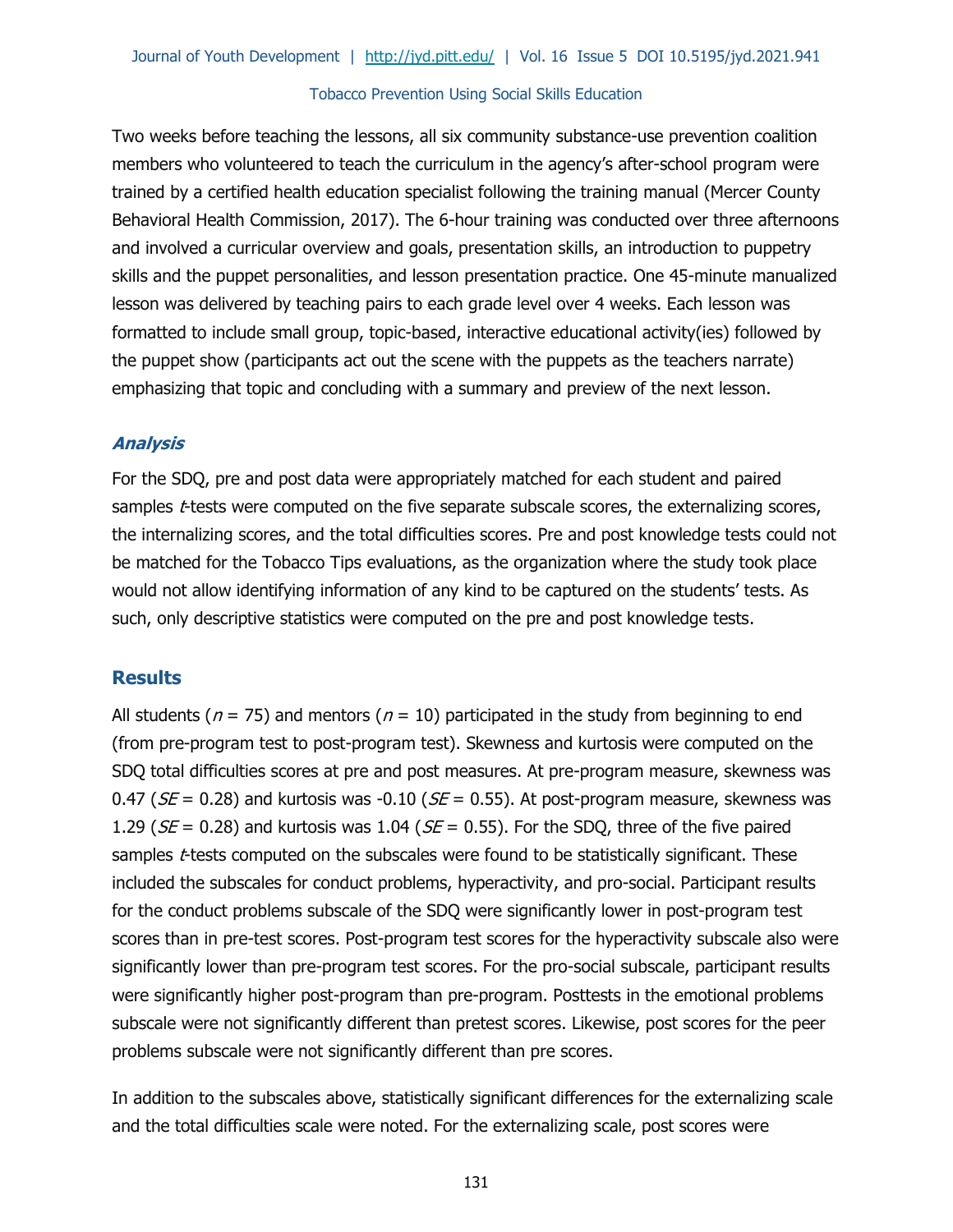Two weeks before teaching the lessons, all six community substance-use prevention coalition members who volunteered to teach the curriculum in the agency's after-school program were trained by a certified health education specialist following the training manual (Mercer County Behavioral Health Commission, 2017). The 6-hour training was conducted over three afternoons and involved a curricular overview and goals, presentation skills, an introduction to puppetry skills and the puppet personalities, and lesson presentation practice. One 45-minute manualized lesson was delivered by teaching pairs to each grade level over 4 weeks. Each lesson was formatted to include small group, topic-based, interactive educational activity(ies) followed by the puppet show (participants act out the scene with the puppets as the teachers narrate) emphasizing that topic and concluding with a summary and preview of the next lesson.

### *Analysis*

For the SDQ, pre and post data were appropriately matched for each student and paired samples *t*-tests were computed on the five separate subscale scores, the externalizing scores, the internalizing scores, and the total difficulties scores. Pre and post knowledge tests could not be matched for the Tobacco Tips evaluations, as the organization where the study took place would not allow identifying information of any kind to be captured on the students' tests. As such, only descriptive statistics were computed on the pre and post knowledge tests.

## Results

All students ($n$ = 75) and mentors ($n$ = 10) participated in the study from beginning to end (from pre-program test to post-program test). Skewness and kurtosis were computed on the SDQ total difficulties scores at pre and post measures. At pre-program measure, skewness was 0.47 ($SE$ = 0.28) and kurtosis was -0.10 ($SE$ = 0.55). At post-program measure, skewness was 1.29 ($SE$ = 0.28) and kurtosis was 1.04 ($SE$ = 0.55). For the SDQ, three of the five paired samples *t*-tests computed on the subscales were found to be statistically significant. These included the subscales for conduct problems, hyperactivity, and pro-social. Participant results for the conduct problems subscale of the SDQ were significantly lower in post-program test scores than in pre-test scores. Post-program test scores for the hyperactivity subscale also were significantly lower than pre-program test scores. For the pro-social subscale, participant results were significantly higher post-program than pre-program. Posttests in the emotional problems subscale were not significantly different than pretest scores. Likewise, post scores for the peer problems subscale were not significantly different than pre scores.

In addition to the subscales above, statistically significant differences for the externalizing scale and the total difficulties scale were noted. For the externalizing scale, post scores were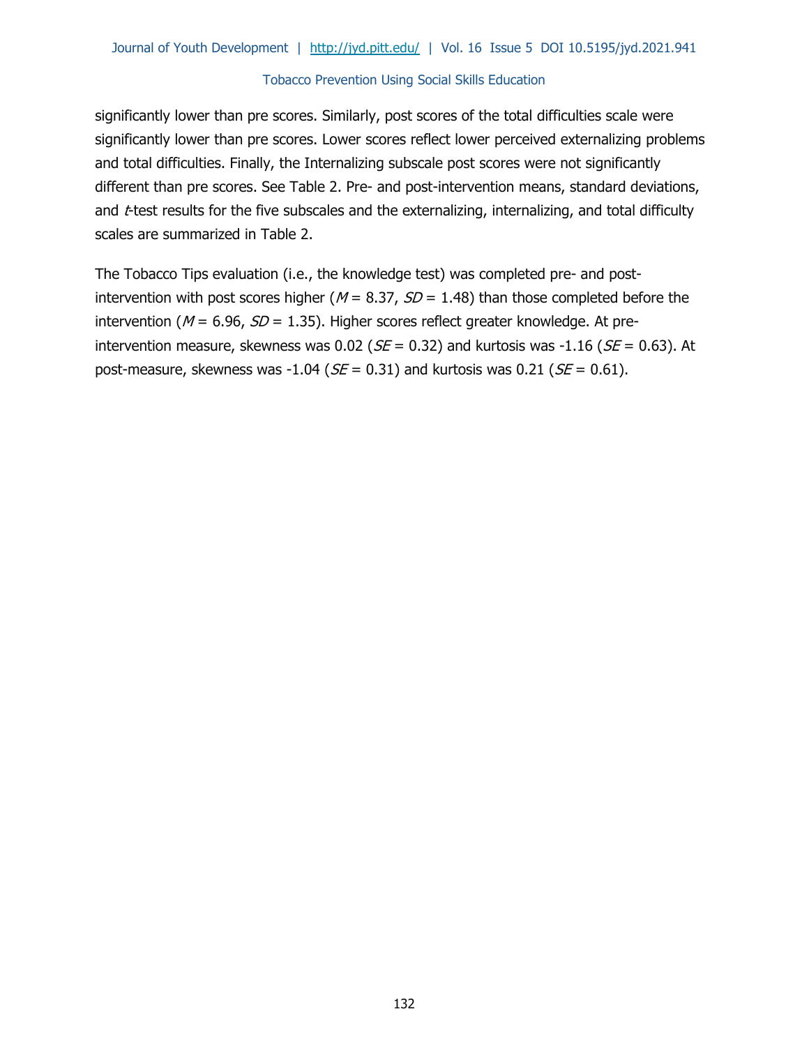significantly lower than pre scores. Similarly, post scores of the total difficulties scale were significantly lower than pre scores. Lower scores reflect lower perceived externalizing problems and total difficulties. Finally, the Internalizing subscale post scores were not significantly different than pre scores. See Table 2. Pre- and post-intervention means, standard deviations, and *t*-test results for the five subscales and the externalizing, internalizing, and total difficulty scales are summarized in Table 2.

The Tobacco Tips evaluation (i.e., the knowledge test) was completed pre- and post-intervention with post scores higher ($M$ = 8.37, $SD$ = 1.48) than those completed before the intervention ($M$ = 6.96, $SD$ = 1.35). Higher scores reflect greater knowledge. At pre-intervention measure, skewness was 0.02 ($SE$ = 0.32) and kurtosis was -1.16 ($SE$ = 0.63). At post-measure, skewness was -1.04 ($SE$ = 0.31) and kurtosis was 0.21 ($SE$ = 0.61).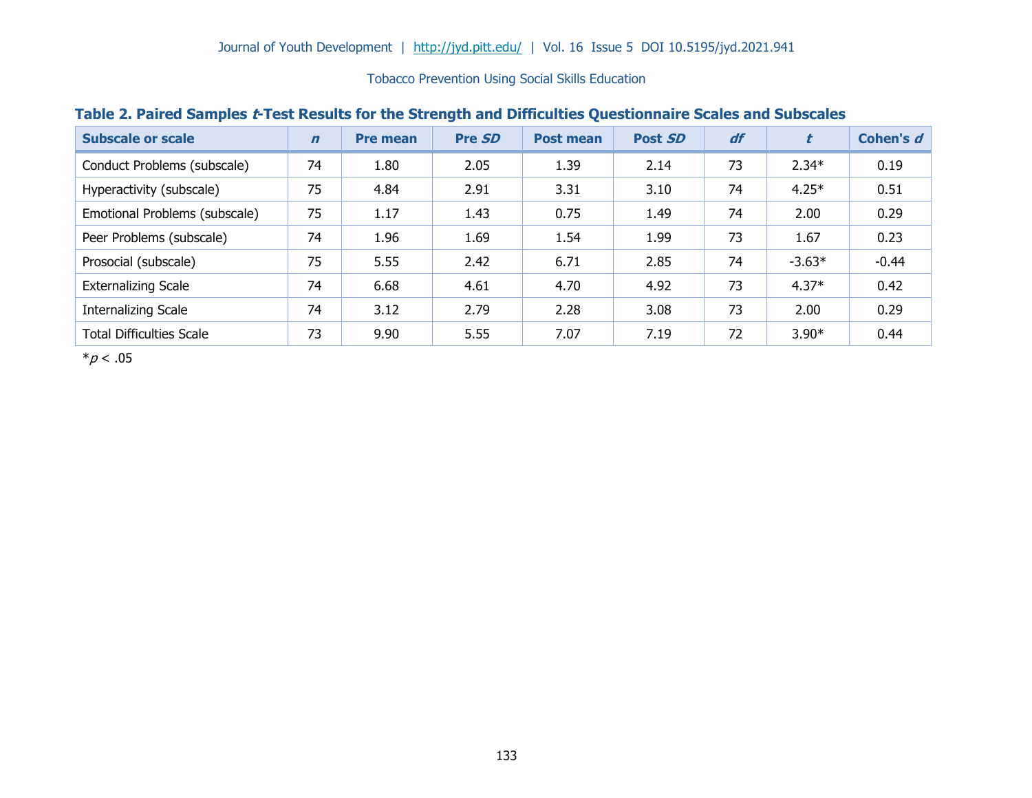**Table 2. Paired Samples *t*-Test Results for the Strength and Difficulties Questionnaire Scales and Subscales**

| Subscale or scale | *n* | Pre mean | Pre *SD* | Post mean | Post *SD* | *df* | *t* | Cohen's *d* |
|---|---|---|---|---|---|---|---|---|
| Conduct Problems (subscale) | 74 | 1.80 | 2.05 | 1.39 | 2.14 | 73 | 2.34* | 0.19 |
| Hyperactivity (subscale) | 75 | 4.84 | 2.91 | 3.31 | 3.10 | 74 | 4.25* | 0.51 |
| Emotional Problems (subscale) | 75 | 1.17 | 1.43 | 0.75 | 1.49 | 74 | 2.00 | 0.29 |
| Peer Problems (subscale) | 74 | 1.96 | 1.69 | 1.54 | 1.99 | 73 | 1.67 | 0.23 |
| Prosocial (subscale) | 75 | 5.55 | 2.42 | 6.71 | 2.85 | 74 | -3.63* | -0.44 |
| Externalizing Scale | 74 | 6.68 | 4.61 | 4.70 | 4.92 | 73 | 4.37* | 0.42 |
| Internalizing Scale | 74 | 3.12 | 2.79 | 2.28 | 3.08 | 73 | 2.00 | 0.29 |
| Total Difficulties Scale | 73 | 9.90 | 5.55 | 7.07 | 7.19 | 72 | 3.90* | 0.44 |

*$p < .05$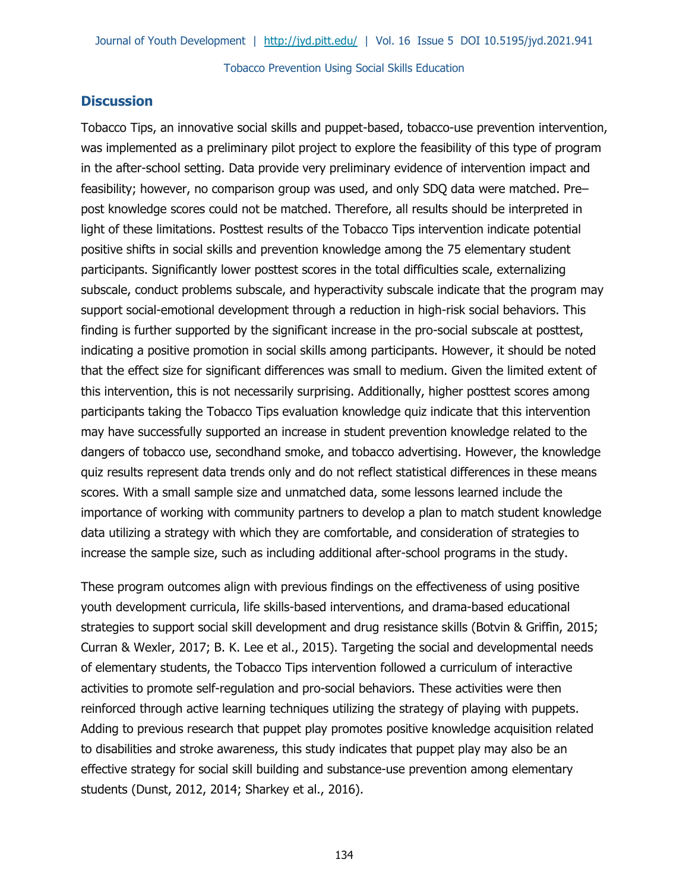## Discussion

Tobacco Tips, an innovative social skills and puppet-based, tobacco-use prevention intervention, was implemented as a preliminary pilot project to explore the feasibility of this type of program in the after-school setting. Data provide very preliminary evidence of intervention impact and feasibility; however, no comparison group was used, and only SDQ data were matched. Pre–post knowledge scores could not be matched. Therefore, all results should be interpreted in light of these limitations. Posttest results of the Tobacco Tips intervention indicate potential positive shifts in social skills and prevention knowledge among the 75 elementary student participants. Significantly lower posttest scores in the total difficulties scale, externalizing subscale, conduct problems subscale, and hyperactivity subscale indicate that the program may support social-emotional development through a reduction in high-risk social behaviors. This finding is further supported by the significant increase in the pro-social subscale at posttest, indicating a positive promotion in social skills among participants. However, it should be noted that the effect size for significant differences was small to medium. Given the limited extent of this intervention, this is not necessarily surprising. Additionally, higher posttest scores among participants taking the Tobacco Tips evaluation knowledge quiz indicate that this intervention may have successfully supported an increase in student prevention knowledge related to the dangers of tobacco use, secondhand smoke, and tobacco advertising. However, the knowledge quiz results represent data trends only and do not reflect statistical differences in these means scores. With a small sample size and unmatched data, some lessons learned include the importance of working with community partners to develop a plan to match student knowledge data utilizing a strategy with which they are comfortable, and consideration of strategies to increase the sample size, such as including additional after-school programs in the study.

These program outcomes align with previous findings on the effectiveness of using positive youth development curricula, life skills-based interventions, and drama-based educational strategies to support social skill development and drug resistance skills (Botvin & Griffin, 2015; Curran & Wexler, 2017; B. K. Lee et al., 2015). Targeting the social and developmental needs of elementary students, the Tobacco Tips intervention followed a curriculum of interactive activities to promote self-regulation and pro-social behaviors. These activities were then reinforced through active learning techniques utilizing the strategy of playing with puppets. Adding to previous research that puppet play promotes positive knowledge acquisition related to disabilities and stroke awareness, this study indicates that puppet play may also be an effective strategy for social skill building and substance-use prevention among elementary students (Dunst, 2012, 2014; Sharkey et al., 2016).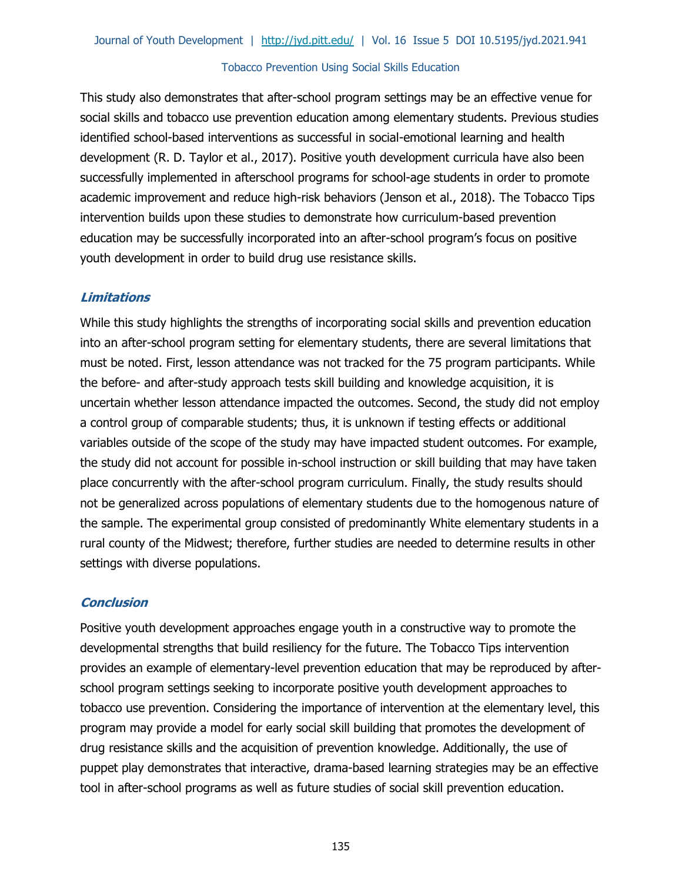This study also demonstrates that after-school program settings may be an effective venue for social skills and tobacco use prevention education among elementary students. Previous studies identified school-based interventions as successful in social-emotional learning and health development (R. D. Taylor et al., 2017). Positive youth development curricula have also been successfully implemented in afterschool programs for school-age students in order to promote academic improvement and reduce high-risk behaviors (Jenson et al., 2018). The Tobacco Tips intervention builds upon these studies to demonstrate how curriculum-based prevention education may be successfully incorporated into an after-school program's focus on positive youth development in order to build drug use resistance skills.

### *Limitations*

While this study highlights the strengths of incorporating social skills and prevention education into an after-school program setting for elementary students, there are several limitations that must be noted. First, lesson attendance was not tracked for the 75 program participants. While the before- and after-study approach tests skill building and knowledge acquisition, it is uncertain whether lesson attendance impacted the outcomes. Second, the study did not employ a control group of comparable students; thus, it is unknown if testing effects or additional variables outside of the scope of the study may have impacted student outcomes. For example, the study did not account for possible in-school instruction or skill building that may have taken place concurrently with the after-school program curriculum. Finally, the study results should not be generalized across populations of elementary students due to the homogenous nature of the sample. The experimental group consisted of predominantly White elementary students in a rural county of the Midwest; therefore, further studies are needed to determine results in other settings with diverse populations.

### *Conclusion*

Positive youth development approaches engage youth in a constructive way to promote the developmental strengths that build resiliency for the future. The Tobacco Tips intervention provides an example of elementary-level prevention education that may be reproduced by after-school program settings seeking to incorporate positive youth development approaches to tobacco use prevention. Considering the importance of intervention at the elementary level, this program may provide a model for early social skill building that promotes the development of drug resistance skills and the acquisition of prevention knowledge. Additionally, the use of puppet play demonstrates that interactive, drama-based learning strategies may be an effective tool in after-school programs as well as future studies of social skill prevention education.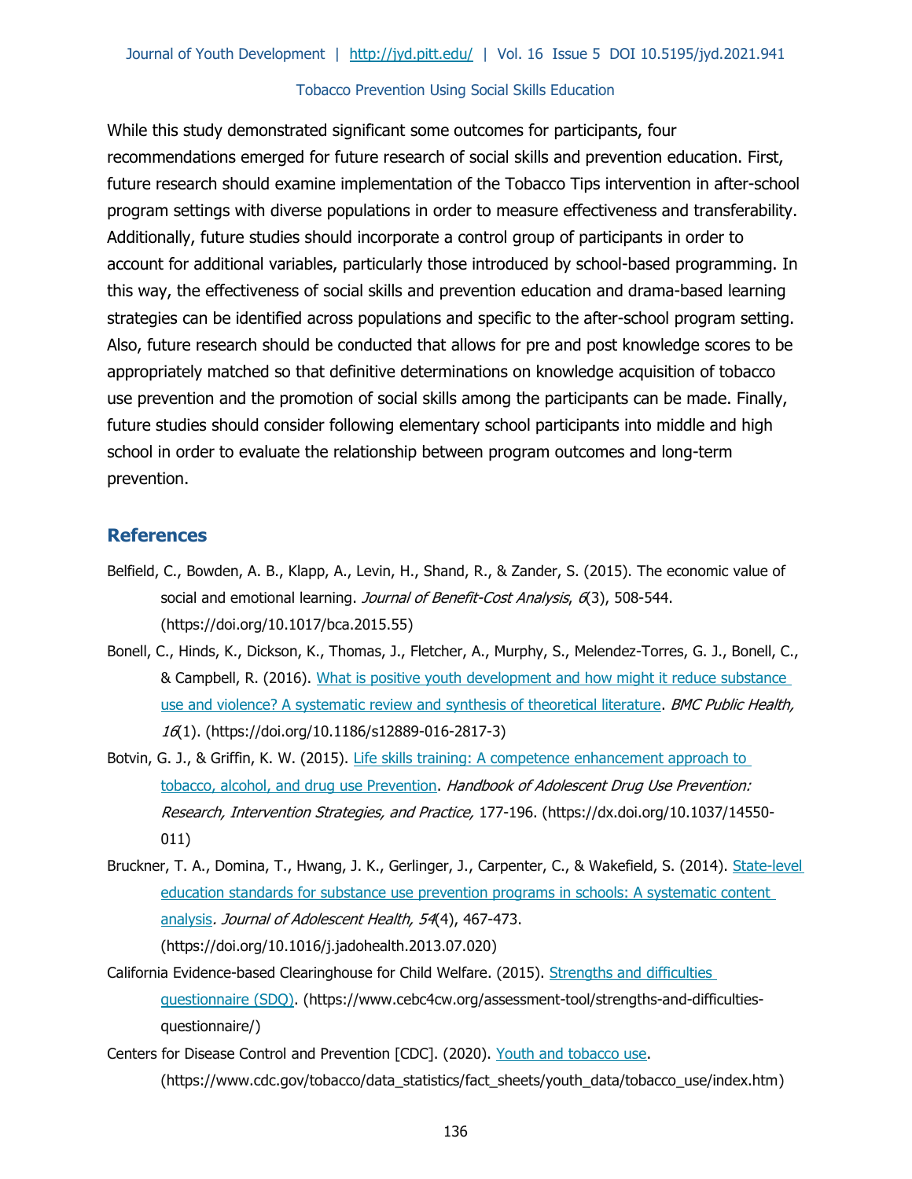While this study demonstrated significant some outcomes for participants, four recommendations emerged for future research of social skills and prevention education. First, future research should examine implementation of the Tobacco Tips intervention in after-school program settings with diverse populations in order to measure effectiveness and transferability. Additionally, future studies should incorporate a control group of participants in order to account for additional variables, particularly those introduced by school-based programming. In this way, the effectiveness of social skills and prevention education and drama-based learning strategies can be identified across populations and specific to the after-school program setting. Also, future research should be conducted that allows for pre and post knowledge scores to be appropriately matched so that definitive determinations on knowledge acquisition of tobacco use prevention and the promotion of social skills among the participants can be made. Finally, future studies should consider following elementary school participants into middle and high school in order to evaluate the relationship between program outcomes and long-term prevention.

## References

Belfield, C., Bowden, A. B., Klapp, A., Levin, H., Shand, R., & Zander, S. (2015). The economic value of social and emotional learning. *Journal of Benefit-Cost Analysis*, *6*(3), 508-544. (https://doi.org/10.1017/bca.2015.55)

Bonell, C., Hinds, K., Dickson, K., Thomas, J., Fletcher, A., Murphy, S., Melendez-Torres, G. J., Bonell, C., & Campbell, R. (2016). What is positive youth development and how might it reduce substance use and violence? A systematic review and synthesis of theoretical literature. *BMC Public Health, 16*(1). (https://doi.org/10.1186/s12889-016-2817-3)

Botvin, G. J., & Griffin, K. W. (2015). Life skills training: A competence enhancement approach to tobacco, alcohol, and drug use Prevention. *Handbook of Adolescent Drug Use Prevention: Research, Intervention Strategies, and Practice,* 177-196. (https://dx.doi.org/10.1037/14550-011)

Bruckner, T. A., Domina, T., Hwang, J. K., Gerlinger, J., Carpenter, C., & Wakefield, S. (2014). State-level education standards for substance use prevention programs in schools: A systematic content analysis*. Journal of Adolescent Health, 54*(4), 467-473. (https://doi.org/10.1016/j.jadohealth.2013.07.020)

California Evidence-based Clearinghouse for Child Welfare. (2015). Strengths and difficulties questionnaire (SDQ). (https://www.cebc4cw.org/assessment-tool/strengths-and-difficulties-questionnaire/)

Centers for Disease Control and Prevention [CDC]. (2020). Youth and tobacco use. (https://www.cdc.gov/tobacco/data_statistics/fact_sheets/youth_data/tobacco_use/index.htm)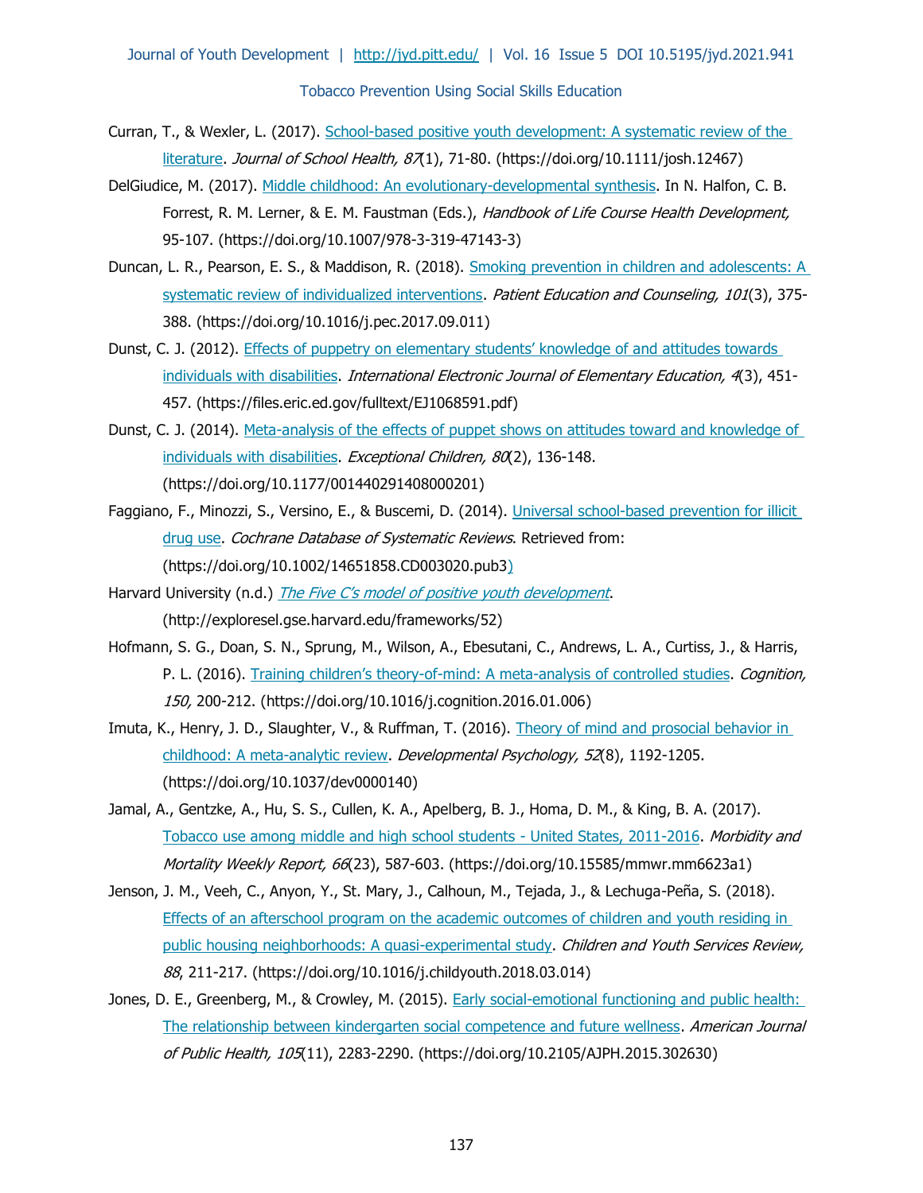Curran, T., & Wexler, L. (2017). School-based positive youth development: A systematic review of the literature. *Journal of School Health, 87*(1), 71-80. (https://doi.org/10.1111/josh.12467)

DelGiudice, M. (2017). Middle childhood: An evolutionary-developmental synthesis. In N. Halfon, C. B. Forrest, R. M. Lerner, & E. M. Faustman (Eds.), *Handbook of Life Course Health Development,* 95-107. (https://doi.org/10.1007/978-3-319-47143-3)

Duncan, L. R., Pearson, E. S., & Maddison, R. (2018). Smoking prevention in children and adolescents: A systematic review of individualized interventions. *Patient Education and Counseling, 101*(3), 375-388. (https://doi.org/10.1016/j.pec.2017.09.011)

Dunst, C. J. (2012). Effects of puppetry on elementary students' knowledge of and attitudes towards individuals with disabilities. *International Electronic Journal of Elementary Education, 4*(3), 451-457. (https://files.eric.ed.gov/fulltext/EJ1068591.pdf)

Dunst, C. J. (2014). Meta-analysis of the effects of puppet shows on attitudes toward and knowledge of individuals with disabilities. *Exceptional Children, 80*(2), 136-148. (https://doi.org/10.1177/001440291408000201)

Faggiano, F., Minozzi, S., Versino, E., & Buscemi, D. (2014). Universal school-based prevention for illicit drug use. *Cochrane Database of Systematic Reviews*. Retrieved from: (https://doi.org/10.1002/14651858.CD003020.pub3)

Harvard University (n.d.) *The Five C's model of positive youth development*. (http://exploresel.gse.harvard.edu/frameworks/52)

Hofmann, S. G., Doan, S. N., Sprung, M., Wilson, A., Ebesutani, C., Andrews, L. A., Curtiss, J., & Harris, P. L. (2016). Training children's theory-of-mind: A meta-analysis of controlled studies. *Cognition, 150,* 200-212. (https://doi.org/10.1016/j.cognition.2016.01.006)

Imuta, K., Henry, J. D., Slaughter, V., & Ruffman, T. (2016). Theory of mind and prosocial behavior in childhood: A meta-analytic review. *Developmental Psychology, 52*(8), 1192-1205. (https://doi.org/10.1037/dev0000140)

Jamal, A., Gentzke, A., Hu, S. S., Cullen, K. A., Apelberg, B. J., Homa, D. M., & King, B. A. (2017). Tobacco use among middle and high school students - United States, 2011-2016. *Morbidity and Mortality Weekly Report, 66*(23), 587-603. (https://doi.org/10.15585/mmwr.mm6623a1)

Jenson, J. M., Veeh, C., Anyon, Y., St. Mary, J., Calhoun, M., Tejada, J., & Lechuga-Peña, S. (2018). Effects of an afterschool program on the academic outcomes of children and youth residing in public housing neighborhoods: A quasi-experimental study. *Children and Youth Services Review, 88*, 211-217. (https://doi.org/10.1016/j.childyouth.2018.03.014)

Jones, D. E., Greenberg, M., & Crowley, M. (2015). Early social-emotional functioning and public health: The relationship between kindergarten social competence and future wellness. *American Journal of Public Health, 105*(11), 2283-2290. (https://doi.org/10.2105/AJPH.2015.302630)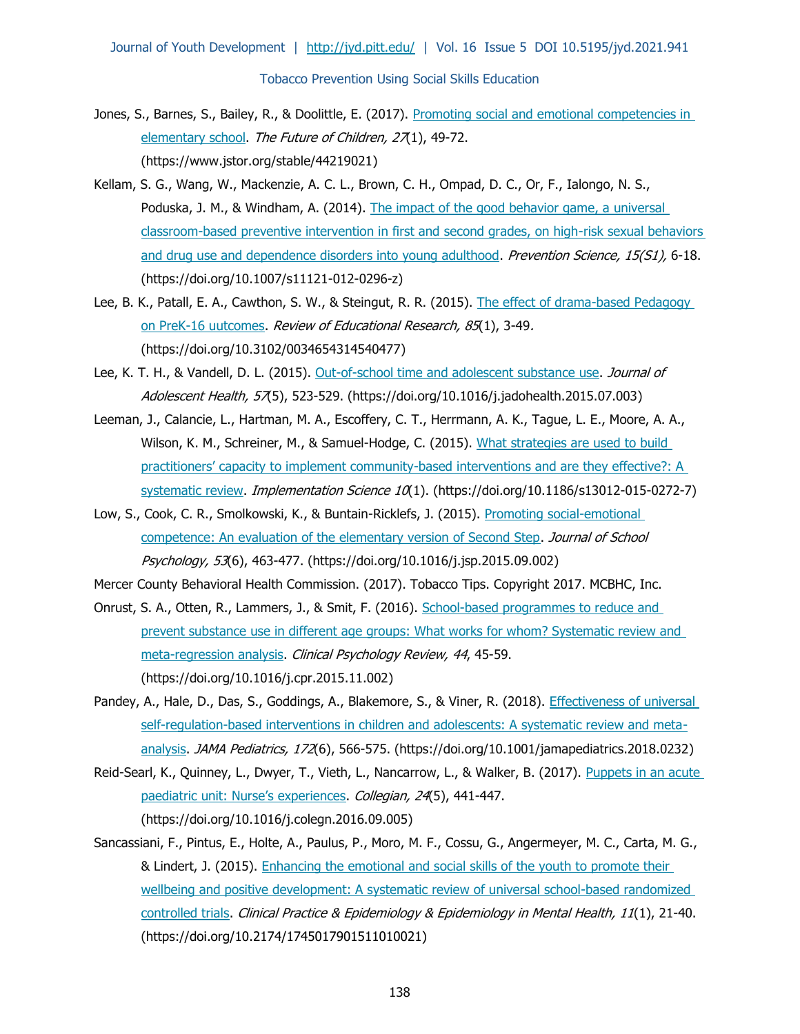Jones, S., Barnes, S., Bailey, R., & Doolittle, E. (2017). Promoting social and emotional competencies in elementary school. *The Future of Children, 27*(1), 49-72. (https://www.jstor.org/stable/44219021)

Kellam, S. G., Wang, W., Mackenzie, A. C. L., Brown, C. H., Ompad, D. C., Or, F., Ialongo, N. S., Poduska, J. M., & Windham, A. (2014). The impact of the good behavior game, a universal classroom-based preventive intervention in first and second grades, on high-risk sexual behaviors and drug use and dependence disorders into young adulthood. *Prevention Science, 15(S1),* 6-18. (https://doi.org/10.1007/s11121-012-0296-z)

Lee, B. K., Patall, E. A., Cawthon, S. W., & Steingut, R. R. (2015). The effect of drama-based Pedagogy on PreK-16 uutcomes. *Review of Educational Research, 85*(1), 3-49. (https://doi.org/10.3102/0034654314540477)

Lee, K. T. H., & Vandell, D. L. (2015). Out-of-school time and adolescent substance use. *Journal of Adolescent Health, 57*(5), 523-529. (https://doi.org/10.1016/j.jadohealth.2015.07.003)

Leeman, J., Calancie, L., Hartman, M. A., Escoffery, C. T., Herrmann, A. K., Tague, L. E., Moore, A. A., Wilson, K. M., Schreiner, M., & Samuel-Hodge, C. (2015). What strategies are used to build practitioners' capacity to implement community-based interventions and are they effective?: A systematic review. *Implementation Science 10*(1). (https://doi.org/10.1186/s13012-015-0272-7)

Low, S., Cook, C. R., Smolkowski, K., & Buntain-Ricklefs, J. (2015). Promoting social-emotional competence: An evaluation of the elementary version of Second Step. *Journal of School Psychology, 53*(6), 463-477. (https://doi.org/10.1016/j.jsp.2015.09.002)

Mercer County Behavioral Health Commission. (2017). Tobacco Tips. Copyright 2017. MCBHC, Inc.

Onrust, S. A., Otten, R., Lammers, J., & Smit, F. (2016). School-based programmes to reduce and prevent substance use in different age groups: What works for whom? Systematic review and meta-regression analysis. *Clinical Psychology Review, 44*, 45-59. (https://doi.org/10.1016/j.cpr.2015.11.002)

Pandey, A., Hale, D., Das, S., Goddings, A., Blakemore, S., & Viner, R. (2018). Effectiveness of universal self-regulation-based interventions in children and adolescents: A systematic review and meta-analysis. *JAMA Pediatrics, 172*(6), 566-575. (https://doi.org/10.1001/jamapediatrics.2018.0232)

Reid-Searl, K., Quinney, L., Dwyer, T., Vieth, L., Nancarrow, L., & Walker, B. (2017). Puppets in an acute paediatric unit: Nurse's experiences. *Collegian, 24*(5), 441-447. (https://doi.org/10.1016/j.colegn.2016.09.005)

Sancassiani, F., Pintus, E., Holte, A., Paulus, P., Moro, M. F., Cossu, G., Angermeyer, M. C., Carta, M. G., & Lindert, J. (2015). Enhancing the emotional and social skills of the youth to promote their wellbeing and positive development: A systematic review of universal school-based randomized controlled trials. *Clinical Practice & Epidemiology & Epidemiology in Mental Health, 11*(1), 21-40. (https://doi.org/10.2174/1745017901511010021)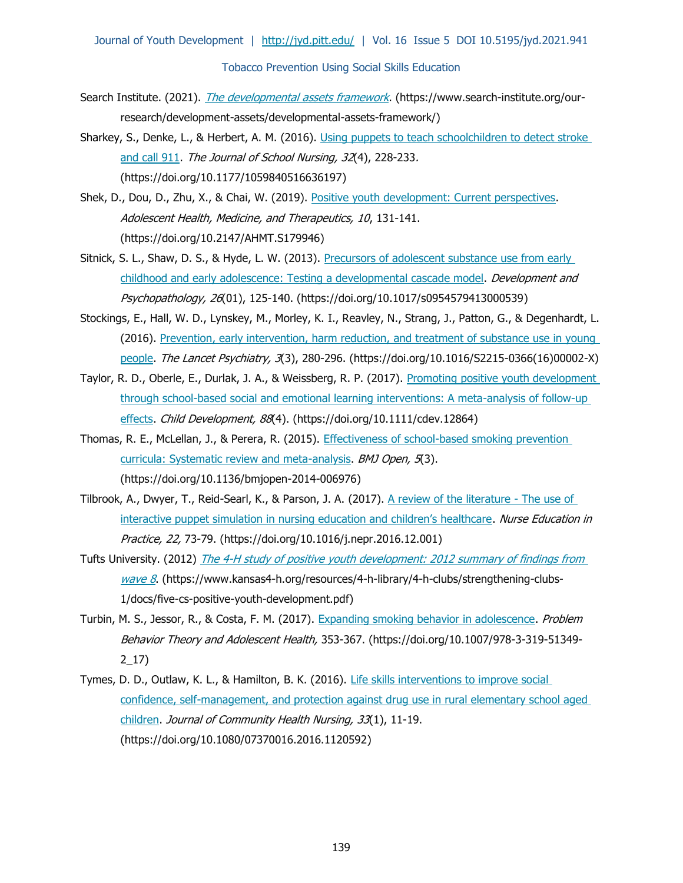Search Institute. (2021). *The developmental assets framework*. (https://www.search-institute.org/our-research/development-assets/developmental-assets-framework/)

Sharkey, S., Denke, L., & Herbert, A. M. (2016). Using puppets to teach schoolchildren to detect stroke and call 911. *The Journal of School Nursing, 32*(4), 228-233. (https://doi.org/10.1177/1059840516636197)

Shek, D., Dou, D., Zhu, X., & Chai, W. (2019). Positive youth development: Current perspectives. *Adolescent Health, Medicine, and Therapeutics, 10*, 131-141. (https://doi.org/10.2147/AHMT.S179946)

Sitnick, S. L., Shaw, D. S., & Hyde, L. W. (2013). Precursors of adolescent substance use from early childhood and early adolescence: Testing a developmental cascade model. *Development and Psychopathology, 26*(01), 125-140. (https://doi.org/10.1017/s0954579413000539)

Stockings, E., Hall, W. D., Lynskey, M., Morley, K. I., Reavley, N., Strang, J., Patton, G., & Degenhardt, L. (2016). Prevention, early intervention, harm reduction, and treatment of substance use in young people. *The Lancet Psychiatry, 3*(3), 280-296. (https://doi.org/10.1016/S2215-0366(16)00002-X)

Taylor, R. D., Oberle, E., Durlak, J. A., & Weissberg, R. P. (2017). Promoting positive youth development through school-based social and emotional learning interventions: A meta-analysis of follow-up effects. *Child Development, 88*(4). (https://doi.org/10.1111/cdev.12864)

Thomas, R. E., McLellan, J., & Perera, R. (2015). Effectiveness of school-based smoking prevention curricula: Systematic review and meta-analysis. *BMJ Open, 5*(3). (https://doi.org/10.1136/bmjopen-2014-006976)

Tilbrook, A., Dwyer, T., Reid-Searl, K., & Parson, J. A. (2017). A review of the literature - The use of interactive puppet simulation in nursing education and children's healthcare. *Nurse Education in Practice, 22,* 73-79. (https://doi.org/10.1016/j.nepr.2016.12.001)

Tufts University. (2012) *The 4-H study of positive youth development: 2012 summary of findings from wave 8*. (https://www.kansas4-h.org/resources/4-h-library/4-h-clubs/strengthening-clubs-1/docs/five-cs-positive-youth-development.pdf)

Turbin, M. S., Jessor, R., & Costa, F. M. (2017). Expanding smoking behavior in adolescence. *Problem Behavior Theory and Adolescent Health,* 353-367. (https://doi.org/10.1007/978-3-319-51349-2_17)

Tymes, D. D., Outlaw, K. L., & Hamilton, B. K. (2016). Life skills interventions to improve social confidence, self-management, and protection against drug use in rural elementary school aged children. *Journal of Community Health Nursing, 33*(1), 11-19. (https://doi.org/10.1080/07370016.2016.1120592)